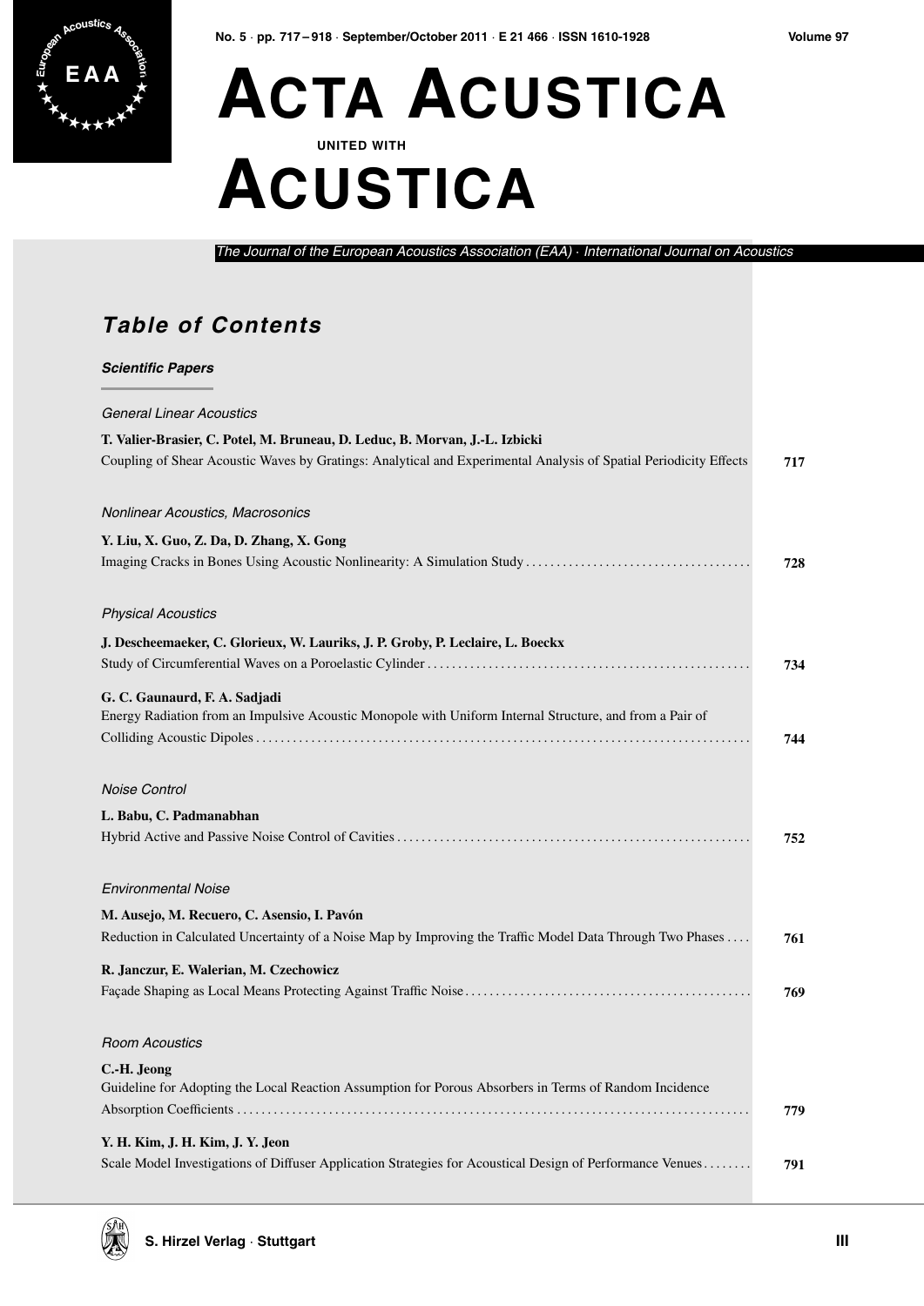# Acta Acustica united with Acustica

*The Journal of the European Acoustics Association (EAA) · International Journal on Acoustics*

## *Table of Contents*

### *Scientific Papers*

*General Linear Acoustics*

**T. Valier-Brasier, C. Potel, M. Bruneau, D. Leduc, B. Morvan, J.-L. Izbicki**
Coupling of Shear Acoustic Waves by Gratings: Analytical and Experimental Analysis of Spatial Periodicity Effects **717**

*Nonlinear Acoustics, Macrosonics*

**Y. Liu, X. Guo, Z. Da, D. Zhang, X. Gong**
Imaging Cracks in Bones Using Acoustic Nonlinearity: A Simulation Study . . . . . **728**

*Physical Acoustics*

**J. Descheemaeker, C. Glorieux, W. Lauriks, J. P. Groby, P. Leclaire, L. Boeckx**
Study of Circumferential Waves on a Poroelastic Cylinder . . . . . **734**

**G. C. Gaunaurd, F. A. Sadjadi**
Energy Radiation from an Impulsive Acoustic Monopole with Uniform Internal Structure, and from a Pair of Colliding Acoustic Dipoles . . . . . **744**

*Noise Control*

**L. Babu, C. Padmanabhan**
Hybrid Active and Passive Noise Control of Cavities . . . . . **752**

*Environmental Noise*

**M. Ausejo, M. Recuero, C. Asensio, I. Pavón**
Reduction in Calculated Uncertainty of a Noise Map by Improving the Traffic Model Data Through Two Phases . . . . **761**

**R. Janczur, E. Walerian, M. Czechowicz**
Façade Shaping as Local Means Protecting Against Traffic Noise . . . . . **769**

*Room Acoustics*

**C.-H. Jeong**
Guideline for Adopting the Local Reaction Assumption for Porous Absorbers in Terms of Random Incidence Absorption Coefficients . . . . . **779**

**Y. H. Kim, J. H. Kim, J. Y. Jeon**
Scale Model Investigations of Diffuser Application Strategies for Acoustical Design of Performance Venues . . . . . **791**

**S. Hirzel Verlag · Stuttgart**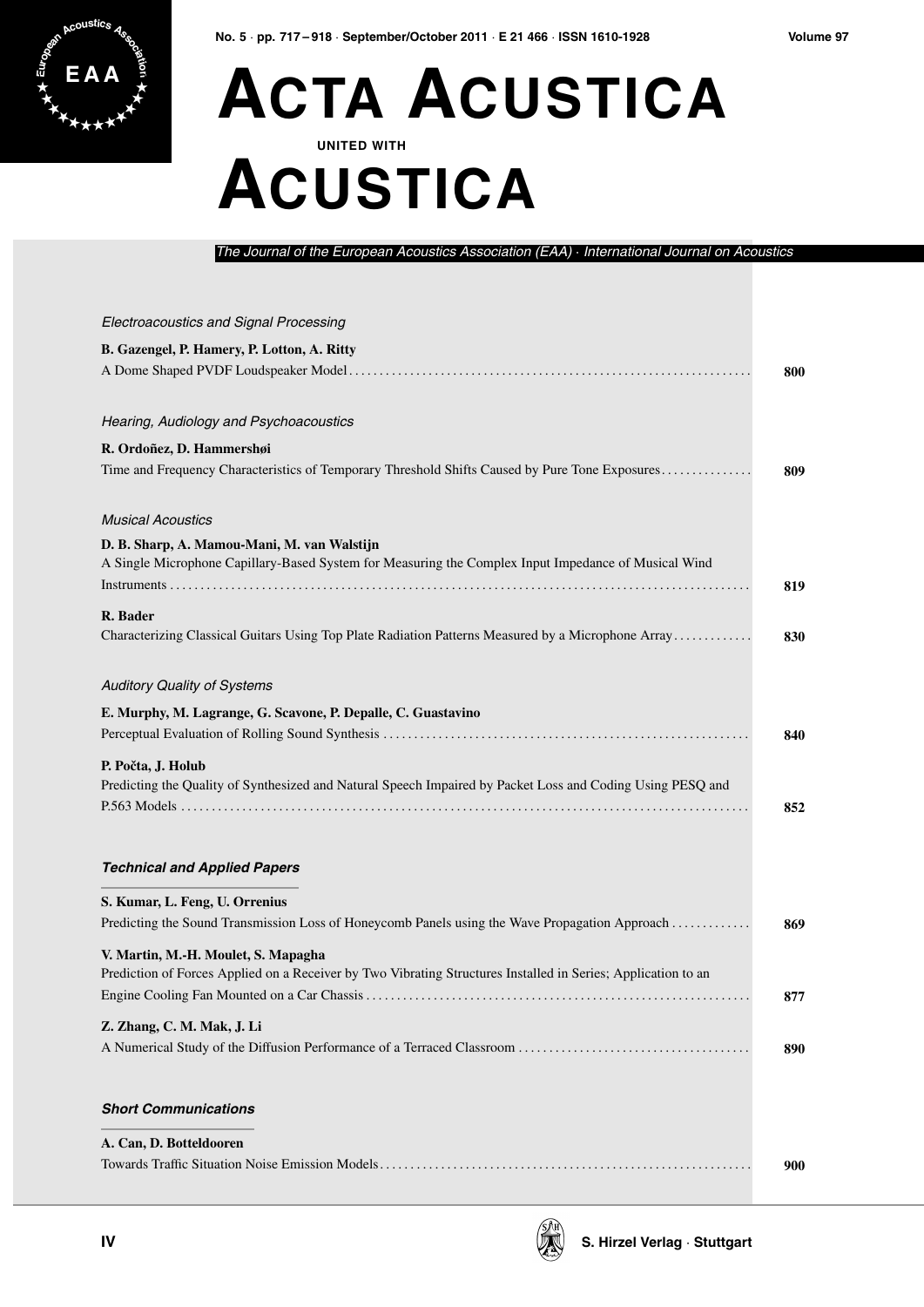# Acta Acustica united with Acustica

*The Journal of the European Acoustics Association (EAA) · International Journal on Acoustics*

*Electroacoustics and Signal Processing*

**B. Gazengel, P. Hamery, P. Lotton, A. Ritty**
A Dome Shaped PVDF Loudspeaker Model ... 800

*Hearing, Audiology and Psychoacoustics*

**R. Ordoñez, D. Hammershøi**
Time and Frequency Characteristics of Temporary Threshold Shifts Caused by Pure Tone Exposures ... 809

*Musical Acoustics*

**D. B. Sharp, A. Mamou-Mani, M. van Walstijn**
A Single Microphone Capillary-Based System for Measuring the Complex Input Impedance of Musical Wind Instruments ... 819

**R. Bader**
Characterizing Classical Guitars Using Top Plate Radiation Patterns Measured by a Microphone Array ... 830

*Auditory Quality of Systems*

**E. Murphy, M. Lagrange, G. Scavone, P. Depalle, C. Guastavino**
Perceptual Evaluation of Rolling Sound Synthesis ... 840

**P. Počta, J. Holub**
Predicting the Quality of Synthesized and Natural Speech Impaired by Packet Loss and Coding Using PESQ and P.563 Models ... 852

***Technical and Applied Papers***

**S. Kumar, L. Feng, U. Orrenius**
Predicting the Sound Transmission Loss of Honeycomb Panels using the Wave Propagation Approach ... 869

**V. Martin, M.-H. Moulet, S. Mapagha**
Prediction of Forces Applied on a Receiver by Two Vibrating Structures Installed in Series; Application to an Engine Cooling Fan Mounted on a Car Chassis ... 877

**Z. Zhang, C. M. Mak, J. Li**
A Numerical Study of the Diffusion Performance of a Terraced Classroom ... 890

***Short Communications***

**A. Can, D. Botteldooren**
Towards Traffic Situation Noise Emission Models ... 900

S. Hirzel Verlag · Stuttgart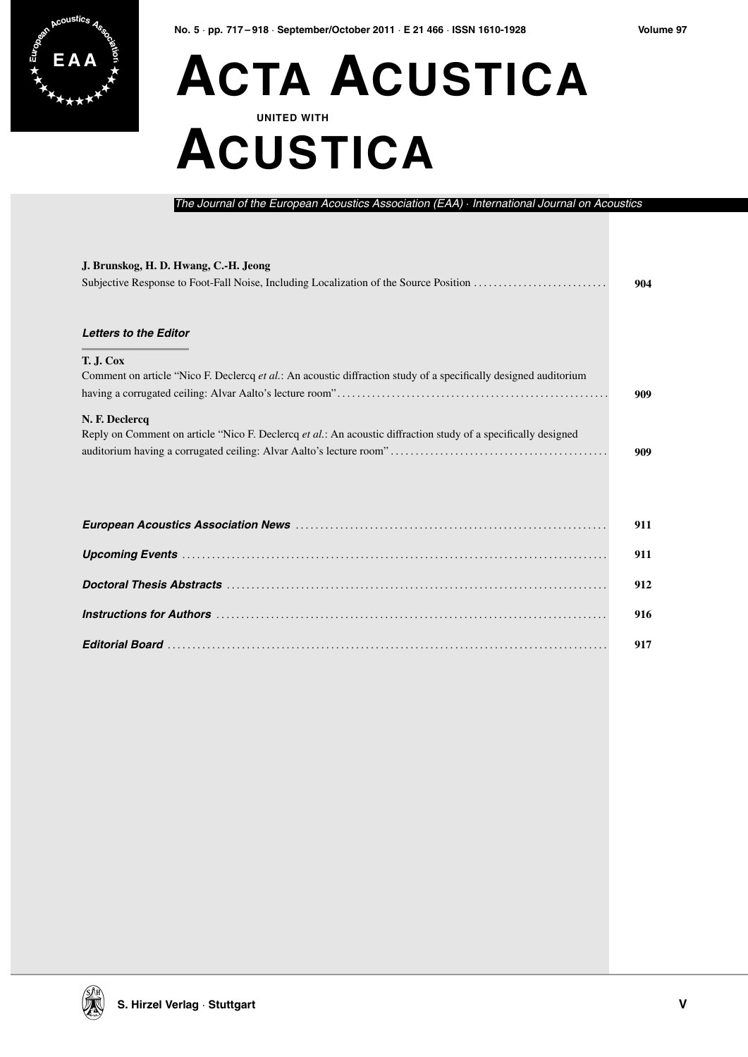# ACTA ACUSTICA

UNITED WITH

# ACUSTICA

*The Journal of the European Acoustics Association (EAA) · International Journal on Acoustics*

**J. Brunskog, H. D. Hwang, C.-H. Jeong**
Subjective Response to Foot-Fall Noise, Including Localization of the Source Position ........................... **904**

### *Letters to the Editor*

**T. J. Cox**
Comment on article "Nico F. Declercq *et al.*: An acoustic diffraction study of a specifically designed auditorium having a corrugated ceiling: Alvar Aalto's lecture room" ........................... **909**

**N. F. Declercq**
Reply on Comment on article "Nico F. Declercq *et al.*: An acoustic diffraction study of a specifically designed auditorium having a corrugated ceiling: Alvar Aalto's lecture room" ........................... **909**

***European Acoustics Association News*** ........................... **911**

***Upcoming Events*** ........................... **911**

***Doctoral Thesis Abstracts*** ........................... **912**

***Instructions for Authors*** ........................... **916**

***Editorial Board*** ........................... **917**

**S. Hirzel Verlag · Stuttgart**